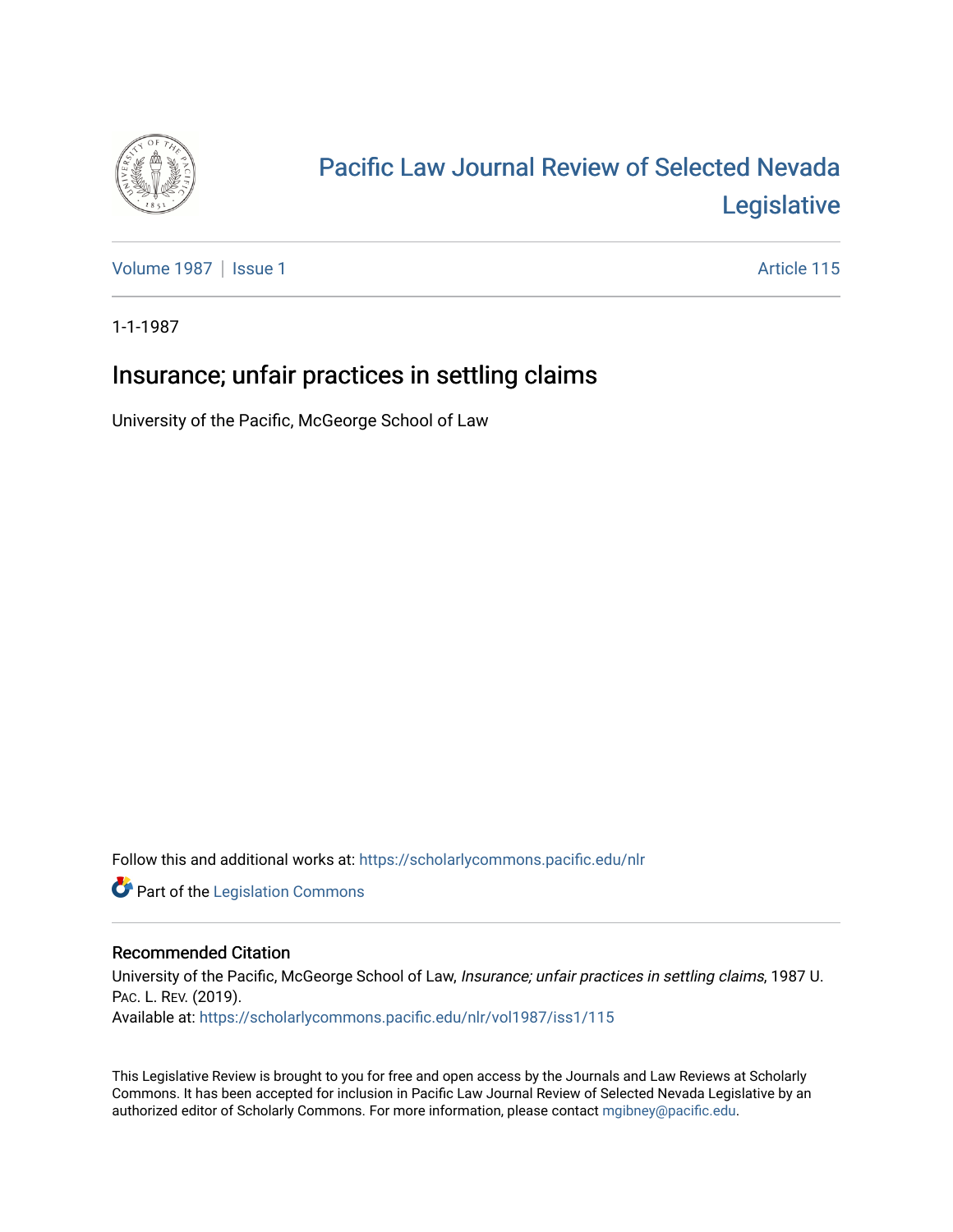# Pacific Law Journal Review of Selected Nevada Legislative

Volume 1987 | Issue 1 — Article 115

1-1-1987

## Insurance; unfair practices in settling claims

University of the Pacific, McGeorge School of Law

Follow this and additional works at: https://scholarlycommons.pacific.edu/nlr

Part of the Legislation Commons

### Recommended Citation

University of the Pacific, McGeorge School of Law, *Insurance; unfair practices in settling claims*, 1987 U. Pac. L. Rev. (2019).
Available at: https://scholarlycommons.pacific.edu/nlr/vol1987/iss1/115

This Legislative Review is brought to you for free and open access by the Journals and Law Reviews at Scholarly Commons. It has been accepted for inclusion in Pacific Law Journal Review of Selected Nevada Legislative by an authorized editor of Scholarly Commons. For more information, please contact mgibney@pacific.edu.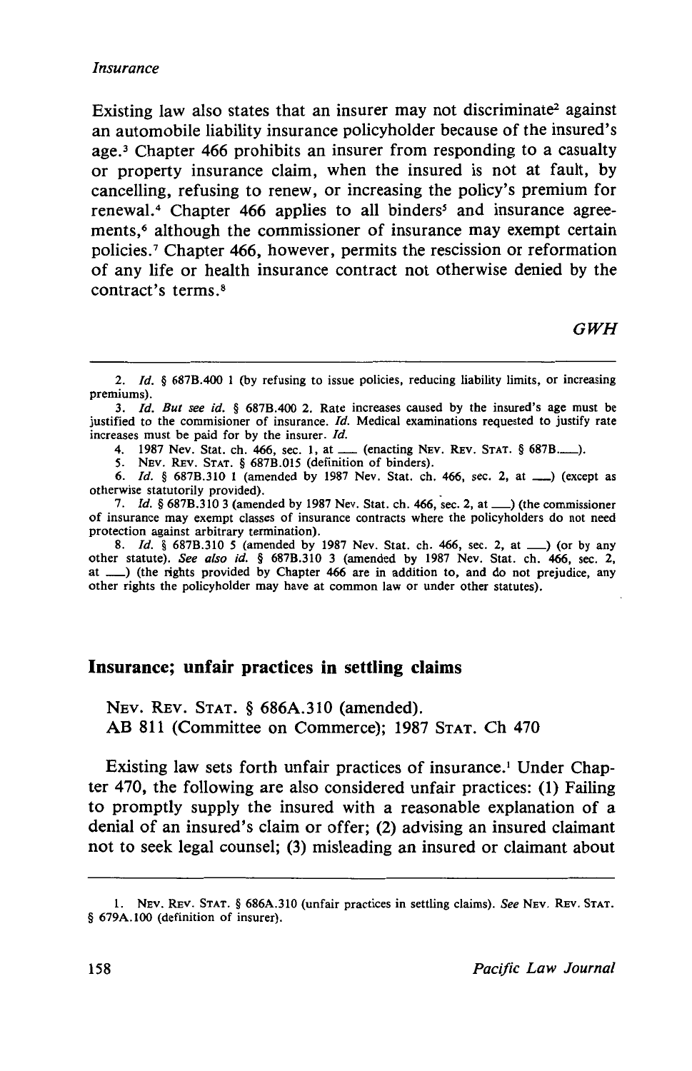Existing law also states that an insurer may not discriminate[2] against an automobile liability insurance policyholder because of the insured's age.[3] Chapter 466 prohibits an insurer from responding to a casualty or property insurance claim, when the insured is not at fault, by cancelling, refusing to renew, or increasing the policy's premium for renewal.[4] Chapter 466 applies to all binders[5] and insurance agreements,[6] although the commissioner of insurance may exempt certain policies.[7] Chapter 466, however, permits the rescission or reformation of any life or health insurance contract not otherwise denied by the contract's terms.[8]

*GWH*

---

2. *Id.* § 687B.400 1 (by refusing to issue policies, reducing liability limits, or increasing premiums).
3. *Id. But see id.* § 687B.400 2. Rate increases caused by the insured's age must be justified to the commisioner of insurance. *Id.* Medical examinations requested to justify rate increases must be paid for by the insurer. *Id.*
4. 1987 Nev. Stat. ch. 466, sec. 1, at ___ (enacting NEV. REV. STAT. § 687B.___).
5. NEV. REV. STAT. § 687B.015 (definition of binders).
6. *Id.* § 687B.310 1 (amended by 1987 Nev. Stat. ch. 466, sec. 2, at ___) (except as otherwise statutorily provided).
7. *Id.* § 687B.310 3 (amended by 1987 Nev. Stat. ch. 466, sec. 2, at ___) (the commissioner of insurance may exempt classes of insurance contracts where the policyholders do not need protection against arbitrary termination).
8. *Id.* § 687B.310 5 (amended by 1987 Nev. Stat. ch. 466, sec. 2, at ___) (or by any other statute). *See also id.* § 687B.310 3 (amended by 1987 Nev. Stat. ch. 466, sec. 2, at ___) (the rights provided by Chapter 466 are in addition to, and do not prejudice, any other rights the policyholder may have at common law or under other statutes).

## Insurance; unfair practices in settling claims

NEV. REV. STAT. § 686A.310 (amended).
AB 811 (Committee on Commerce); 1987 STAT. Ch 470

Existing law sets forth unfair practices of insurance.[1] Under Chapter 470, the following are also considered unfair practices: (1) Failing to promptly supply the insured with a reasonable explanation of a denial of an insured's claim or offer; (2) advising an insured claimant not to seek legal counsel; (3) misleading an insured or claimant about

---

1. NEV. REV. STAT. § 686A.310 (unfair practices in settling claims). *See* NEV. REV. STAT. § 679A.100 (definition of insurer).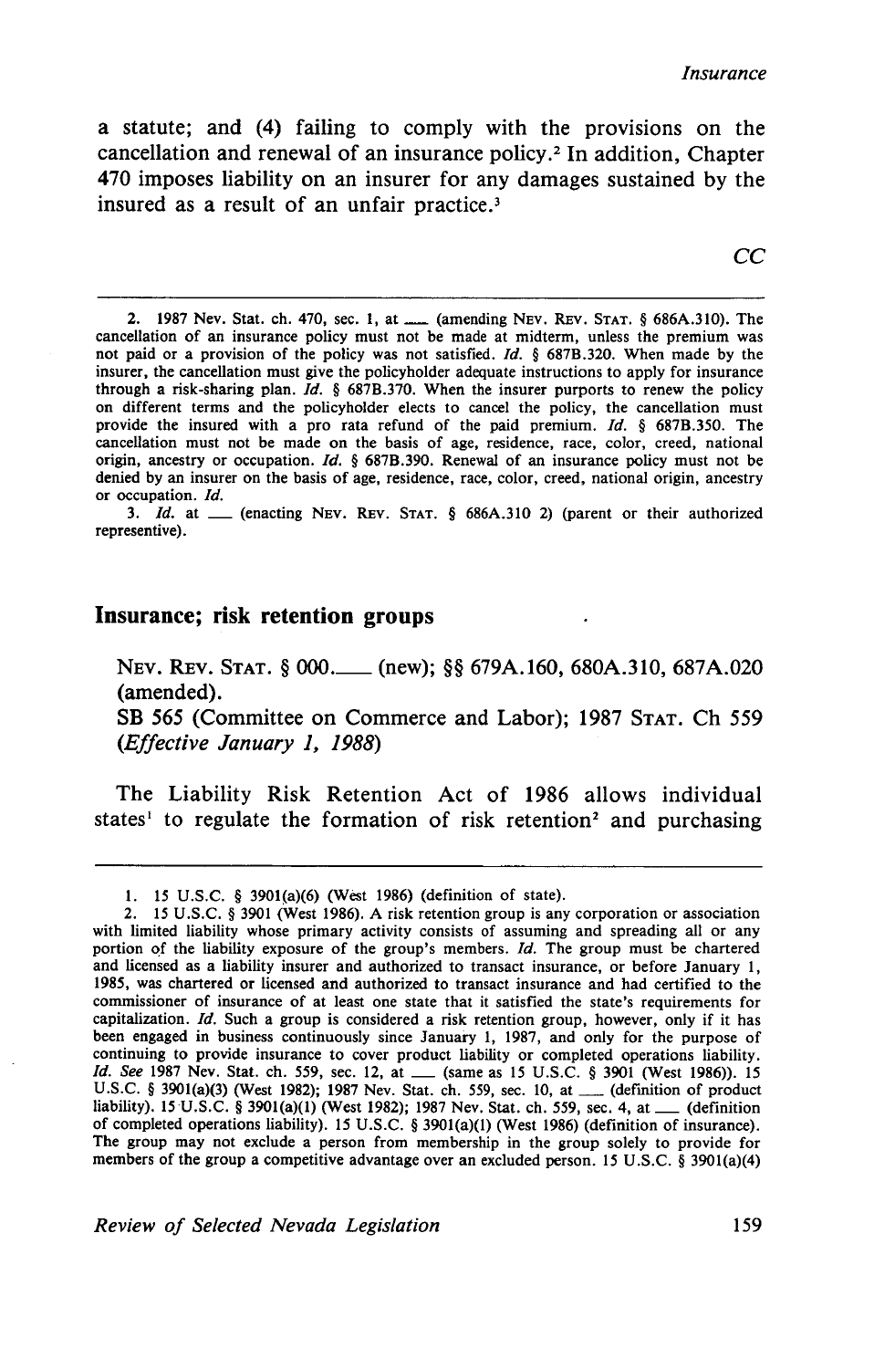a statute; and (4) failing to comply with the provisions on the cancellation and renewal of an insurance policy.[2] In addition, Chapter 470 imposes liability on an insurer for any damages sustained by the insured as a result of an unfair practice.[3]

*CC*

---

2. 1987 Nev. Stat. ch. 470, sec. 1, at ___ (amending NEV. REV. STAT. § 686A.310). The cancellation of an insurance policy must not be made at midterm, unless the premium was not paid or a provision of the policy was not satisfied. *Id.* § 687B.320. When made by the insurer, the cancellation must give the policyholder adequate instructions to apply for insurance through a risk-sharing plan. *Id.* § 687B.370. When the insurer purports to renew the policy on different terms and the policyholder elects to cancel the policy, the cancellation must provide the insured with a pro rata refund of the paid premium. *Id.* § 687B.350. The cancellation must not be made on the basis of age, residence, race, color, creed, national origin, ancestry or occupation. *Id.* § 687B.390. Renewal of an insurance policy must not be denied by an insurer on the basis of age, residence, race, color, creed, national origin, ancestry or occupation. *Id.*

3. *Id.* at ___ (enacting NEV. REV. STAT. § 686A.310 2) (parent or their authorized representive).

## Insurance; risk retention groups

NEV. REV. STAT. § 000.___ (new); §§ 679A.160, 680A.310, 687A.020 (amended).

SB 565 (Committee on Commerce and Labor); 1987 STAT. Ch 559 (*Effective January 1, 1988*)

The Liability Risk Retention Act of 1986 allows individual states[1] to regulate the formation of risk retention[2] and purchasing

---

1. 15 U.S.C. § 3901(a)(6) (West 1986) (definition of state).

2. 15 U.S.C. § 3901 (West 1986). A risk retention group is any corporation or association with limited liability whose primary activity consists of assuming and spreading all or any portion of the liability exposure of the group's members. *Id.* The group must be chartered and licensed as a liability insurer and authorized to transact insurance, or before January 1, 1985, was chartered or licensed and authorized to transact insurance and had certified to the commissioner of insurance of at least one state that it satisfied the state's requirements for capitalization. *Id.* Such a group is considered a risk retention group, however, only if it has been engaged in business continuously since January 1, 1987, and only for the purpose of continuing to provide insurance to cover product liability or completed operations liability. *Id. See* 1987 Nev. Stat. ch. 559, sec. 12, at ___ (same as 15 U.S.C. § 3901 (West 1986)). 15 U.S.C. § 3901(a)(3) (West 1982); 1987 Nev. Stat. ch. 559, sec. 10, at ___ (definition of product liability). 15 U.S.C. § 3901(a)(1) (West 1982); 1987 Nev. Stat. ch. 559, sec. 4, at ___ (definition of completed operations liability). 15 U.S.C. § 3901(a)(1) (West 1986) (definition of insurance). The group may not exclude a person from membership in the group solely to provide for members of the group a competitive advantage over an excluded person. 15 U.S.C. § 3901(a)(4)